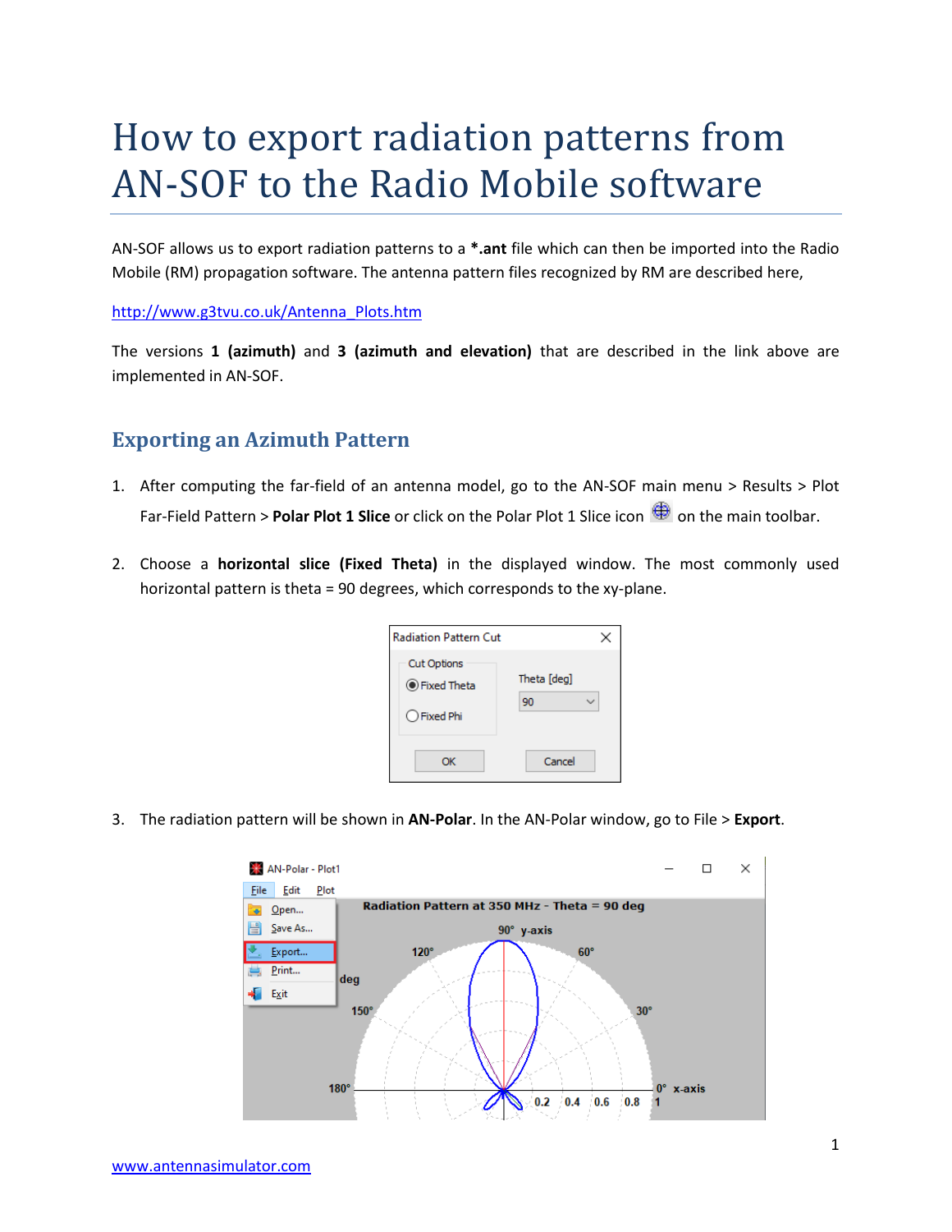# How to export radiation patterns from AN-SOF to the Radio Mobile software

AN-SOF allows us to export radiation patterns to a ***.ant** file which can then be imported into the Radio Mobile (RM) propagation software. The antenna pattern files recognized by RM are described here,

http://www.g3tvu.co.uk/Antenna_Plots.htm

The versions **1 (azimuth)** and **3 (azimuth and elevation)** that are described in the link above are implemented in AN-SOF.

## Exporting an Azimuth Pattern

1. After computing the far-field of an antenna model, go to the AN-SOF main menu > Results > Plot Far-Field Pattern > **Polar Plot 1 Slice** or click on the Polar Plot 1 Slice icon on the main toolbar.

2. Choose a **horizontal slice (Fixed Theta)** in the displayed window. The most commonly used horizontal pattern is theta = 90 degrees, which corresponds to the xy-plane.

3. The radiation pattern will be shown in **AN-Polar**. In the AN-Polar window, go to File > **Export**.

www.antennasimulator.com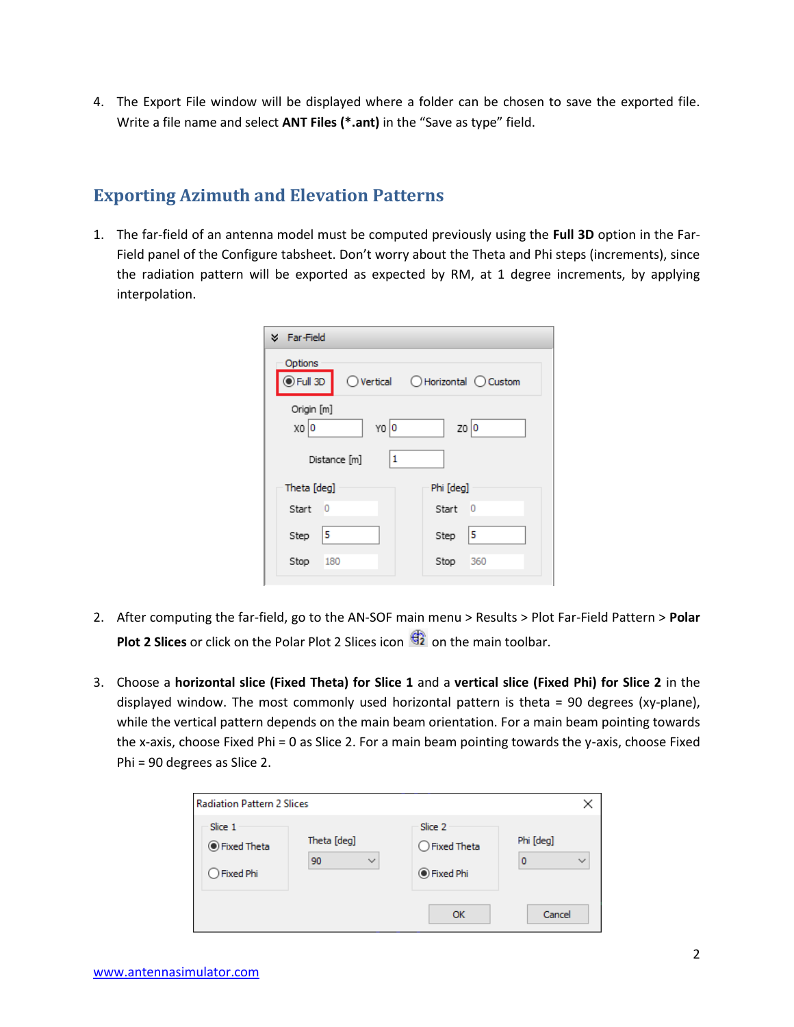4. The Export File window will be displayed where a folder can be chosen to save the exported file. Write a file name and select **ANT Files (*.ant)** in the "Save as type" field.

## Exporting Azimuth and Elevation Patterns

1. The far-field of an antenna model must be computed previously using the **Full 3D** option in the Far-Field panel of the Configure tabsheet. Don't worry about the Theta and Phi steps (increments), since the radiation pattern will be exported as expected by RM, at 1 degree increments, by applying interpolation.

2. After computing the far-field, go to the AN-SOF main menu > Results > Plot Far-Field Pattern > **Polar Plot 2 Slices** or click on the Polar Plot 2 Slices icon on the main toolbar.

3. Choose a **horizontal slice (Fixed Theta) for Slice 1** and a **vertical slice (Fixed Phi) for Slice 2** in the displayed window. The most commonly used horizontal pattern is theta = 90 degrees (xy-plane), while the vertical pattern depends on the main beam orientation. For a main beam pointing towards the x-axis, choose Fixed Phi = 0 as Slice 2. For a main beam pointing towards the y-axis, choose Fixed Phi = 90 degrees as Slice 2.

www.antennasimulator.com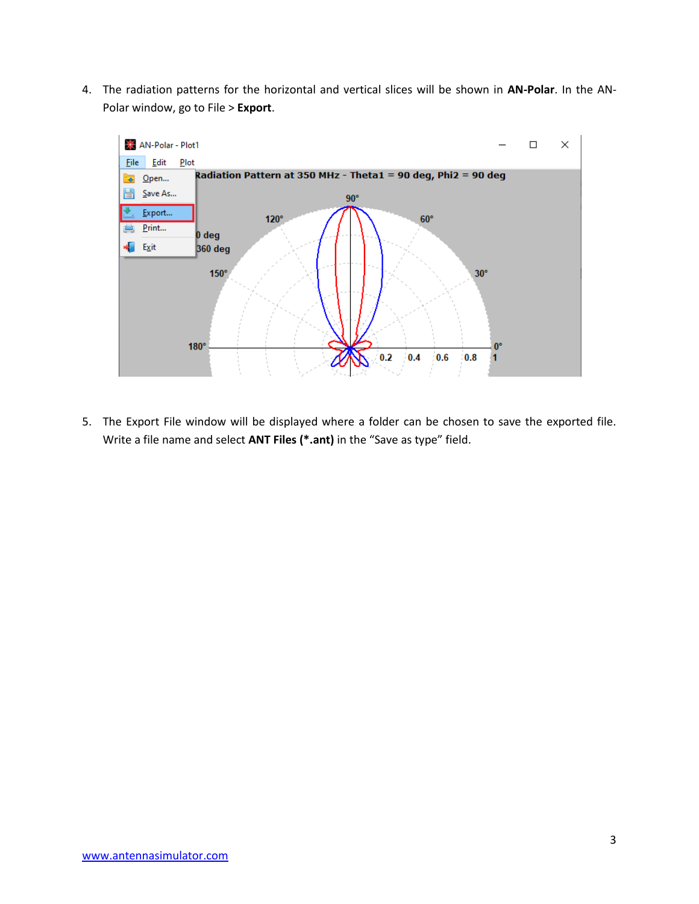4. The radiation patterns for the horizontal and vertical slices will be shown in **AN-Polar**. In the AN-Polar window, go to File > **Export**.

AN-Polar - Plot1

File Edit Plot

Open...
Save As...
Export...
Print...
Exit

Radiation Pattern at 350 MHz - Theta1 = 90 deg, Phi2 = 90 deg

0 deg
360 deg

90°
120°
60°
150°
30°
180°
0°
0.2
0.4
0.6
0.8
1

5. The Export File window will be displayed where a folder can be chosen to save the exported file. Write a file name and select **ANT Files (*.ant)** in the "Save as type" field.

www.antennasimulator.com